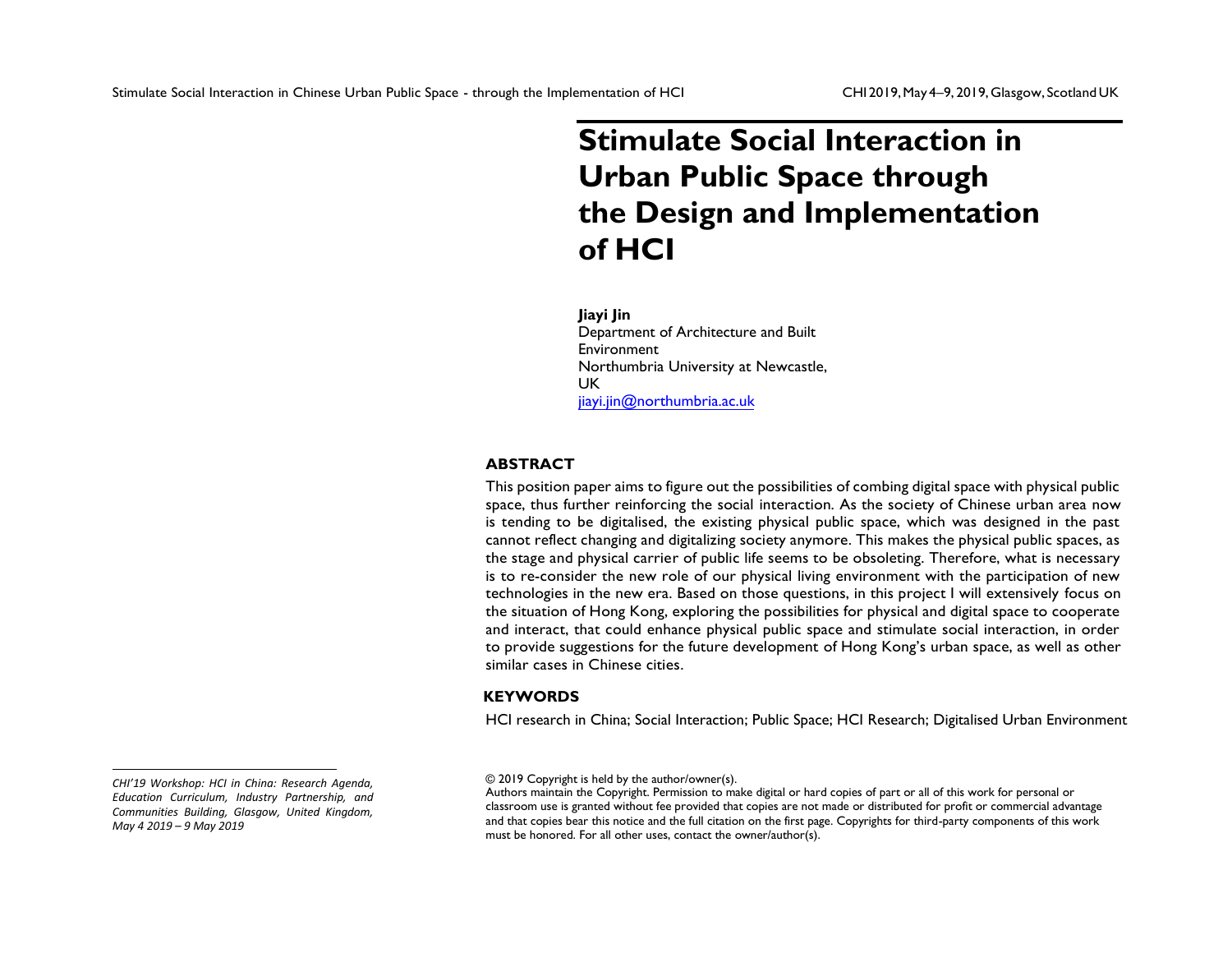# Stimulate Social Interaction in Urban Public Space through the Design and Implementation of HCI

**Jiayi Jin**
Department of Architecture and Built Environment
Northumbria University at Newcastle, UK
jiayi.jin@northumbria.ac.uk

## ABSTRACT

This position paper aims to figure out the possibilities of combing digital space with physical public space, thus further reinforcing the social interaction. As the society of Chinese urban area now is tending to be digitalised, the existing physical public space, which was designed in the past cannot reflect changing and digitalizing society anymore. This makes the physical public spaces, as the stage and physical carrier of public life seems to be obsoleting. Therefore, what is necessary is to re-consider the new role of our physical living environment with the participation of new technologies in the new era. Based on those questions, in this project I will extensively focus on the situation of Hong Kong, exploring the possibilities for physical and digital space to cooperate and interact, that could enhance physical public space and stimulate social interaction, in order to provide suggestions for the future development of Hong Kong's urban space, as well as other similar cases in Chinese cities.

## KEYWORDS

HCI research in China; Social Interaction; Public Space; HCI Research; Digitalised Urban Environment

*CHI'19 Workshop: HCI in China: Research Agenda, Education Curriculum, Industry Partnership, and Communities Building, Glasgow, United Kingdom, May 4 2019 – 9 May 2019*

© 2019 Copyright is held by the author/owner(s).
Authors maintain the Copyright. Permission to make digital or hard copies of part or all of this work for personal or classroom use is granted without fee provided that copies are not made or distributed for profit or commercial advantage and that copies bear this notice and the full citation on the first page. Copyrights for third-party components of this work must be honored. For all other uses, contact the owner/author(s).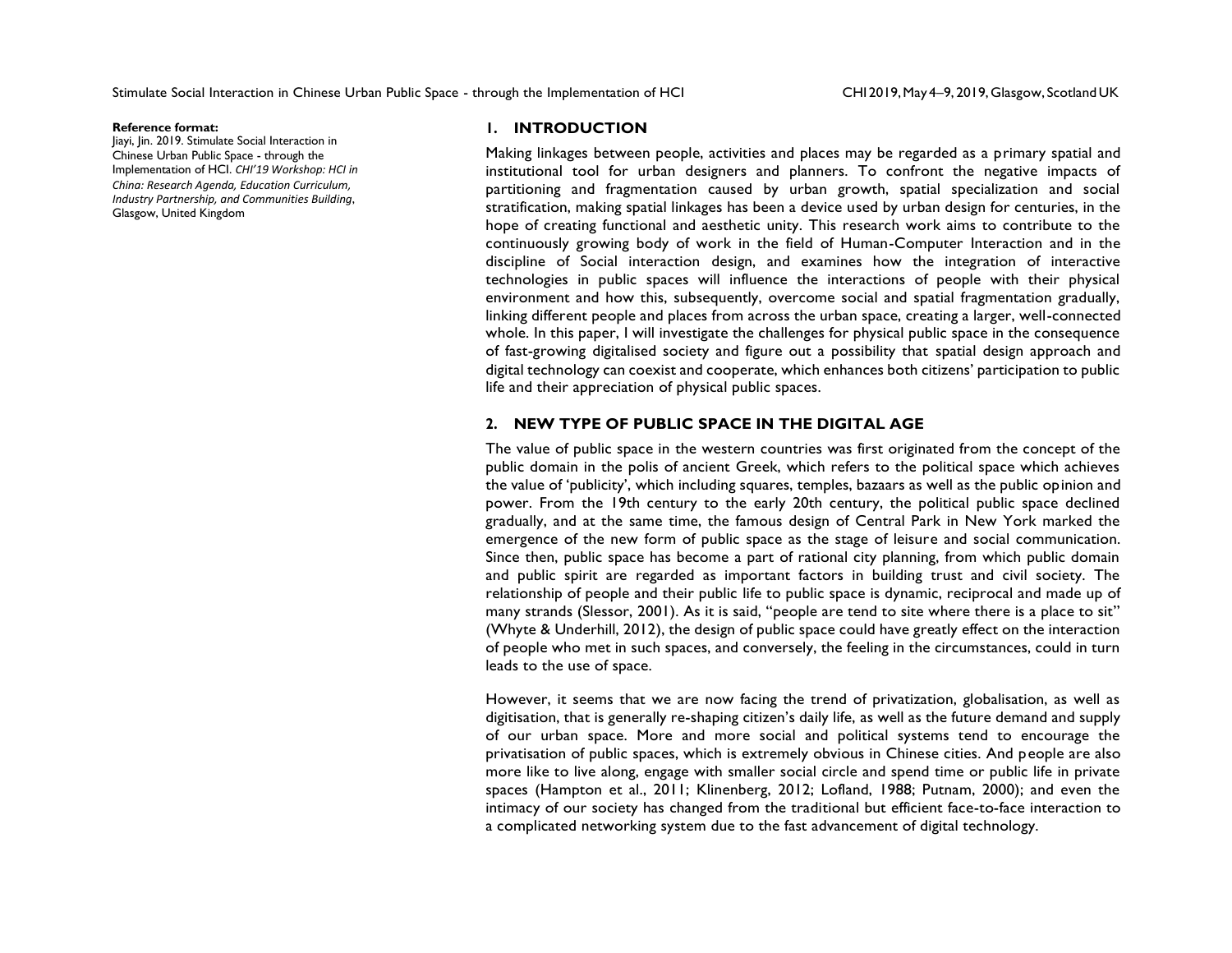**Reference format:**
Jiayi, Jin. 2019. Stimulate Social Interaction in Chinese Urban Public Space - through the Implementation of HCI. *CHI'19 Workshop: HCI in China: Research Agenda, Education Curriculum, Industry Partnership, and Communities Building*, Glasgow, United Kingdom

## 1. INTRODUCTION

Making linkages between people, activities and places may be regarded as a primary spatial and institutional tool for urban designers and planners. To confront the negative impacts of partitioning and fragmentation caused by urban growth, spatial specialization and social stratification, making spatial linkages has been a device used by urban design for centuries, in the hope of creating functional and aesthetic unity. This research work aims to contribute to the continuously growing body of work in the field of Human-Computer Interaction and in the discipline of Social interaction design, and examines how the integration of interactive technologies in public spaces will influence the interactions of people with their physical environment and how this, subsequently, overcome social and spatial fragmentation gradually, linking different people and places from across the urban space, creating a larger, well-connected whole. In this paper, I will investigate the challenges for physical public space in the consequence of fast-growing digitalised society and figure out a possibility that spatial design approach and digital technology can coexist and cooperate, which enhances both citizens' participation to public life and their appreciation of physical public spaces.

## 2. NEW TYPE OF PUBLIC SPACE IN THE DIGITAL AGE

The value of public space in the western countries was first originated from the concept of the public domain in the polis of ancient Greek, which refers to the political space which achieves the value of 'publicity', which including squares, temples, bazaars as well as the public opinion and power. From the 19th century to the early 20th century, the political public space declined gradually, and at the same time, the famous design of Central Park in New York marked the emergence of the new form of public space as the stage of leisure and social communication. Since then, public space has become a part of rational city planning, from which public domain and public spirit are regarded as important factors in building trust and civil society. The relationship of people and their public life to public space is dynamic, reciprocal and made up of many strands (Slessor, 2001). As it is said, "people are tend to site where there is a place to sit" (Whyte & Underhill, 2012), the design of public space could have greatly effect on the interaction of people who met in such spaces, and conversely, the feeling in the circumstances, could in turn leads to the use of space.

However, it seems that we are now facing the trend of privatization, globalisation, as well as digitisation, that is generally re-shaping citizen's daily life, as well as the future demand and supply of our urban space. More and more social and political systems tend to encourage the privatisation of public spaces, which is extremely obvious in Chinese cities. And people are also more like to live along, engage with smaller social circle and spend time or public life in private spaces (Hampton et al., 2011; Klinenberg, 2012; Lofland, 1988; Putnam, 2000); and even the intimacy of our society has changed from the traditional but efficient face-to-face interaction to a complicated networking system due to the fast advancement of digital technology.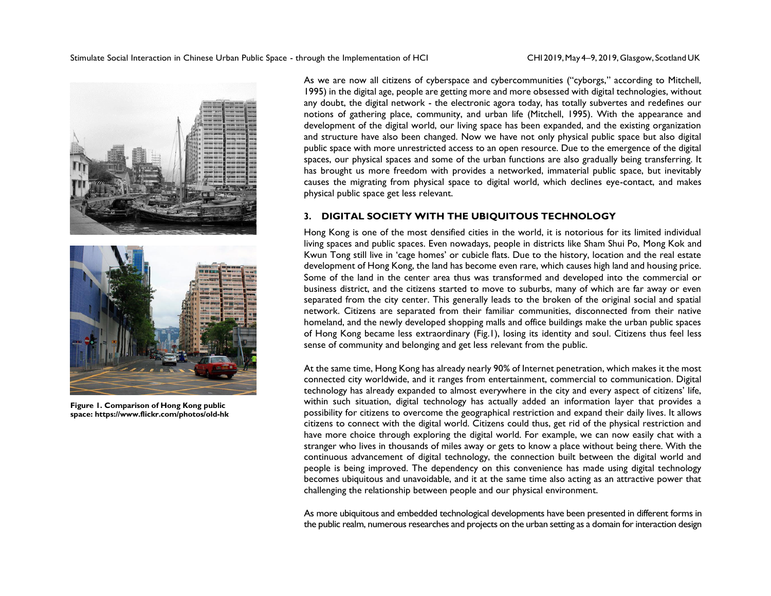Figure 1. Comparison of Hong Kong public space: https://www.flickr.com/photos/old-hk

As we are now all citizens of cyberspace and cybercommunities ("cyborgs," according to Mitchell, 1995) in the digital age, people are getting more and more obsessed with digital technologies, without any doubt, the digital network - the electronic agora today, has totally subvertes and redefines our notions of gathering place, community, and urban life (Mitchell, 1995). With the appearance and development of the digital world, our living space has been expanded, and the existing organization and structure have also been changed. Now we have not only physical public space but also digital public space with more unrestricted access to an open resource. Due to the emergence of the digital spaces, our physical spaces and some of the urban functions are also gradually being transferring. It has brought us more freedom with provides a networked, immaterial public space, but inevitably causes the migrating from physical space to digital world, which declines eye-contact, and makes physical public space get less relevant.

## 3. DIGITAL SOCIETY WITH THE UBIQUITOUS TECHNOLOGY

Hong Kong is one of the most densified cities in the world, it is notorious for its limited individual living spaces and public spaces. Even nowadays, people in districts like Sham Shui Po, Mong Kok and Kwun Tong still live in 'cage homes' or cubicle flats. Due to the history, location and the real estate development of Hong Kong, the land has become even rare, which causes high land and housing price. Some of the land in the center area thus was transformed and developed into the commercial or business district, and the citizens started to move to suburbs, many of which are far away or even separated from the city center. This generally leads to the broken of the original social and spatial network. Citizens are separated from their familiar communities, disconnected from their native homeland, and the newly developed shopping malls and office buildings make the urban public spaces of Hong Kong became less extraordinary (Fig.1), losing its identity and soul. Citizens thus feel less sense of community and belonging and get less relevant from the public.

At the same time, Hong Kong has already nearly 90% of Internet penetration, which makes it the most connected city worldwide, and it ranges from entertainment, commercial to communication. Digital technology has already expanded to almost everywhere in the city and every aspect of citizens' life, within such situation, digital technology has actually added an information layer that provides a possibility for citizens to overcome the geographical restriction and expand their daily lives. It allows citizens to connect with the digital world. Citizens could thus, get rid of the physical restriction and have more choice through exploring the digital world. For example, we can now easily chat with a stranger who lives in thousands of miles away or gets to know a place without being there. With the continuous advancement of digital technology, the connection built between the digital world and people is being improved. The dependency on this convenience has made using digital technology becomes ubiquitous and unavoidable, and it at the same time also acting as an attractive power that challenging the relationship between people and our physical environment.

As more ubiquitous and embedded technological developments have been presented in different forms in the public realm, numerous researches and projects on the urban setting as a domain for interaction design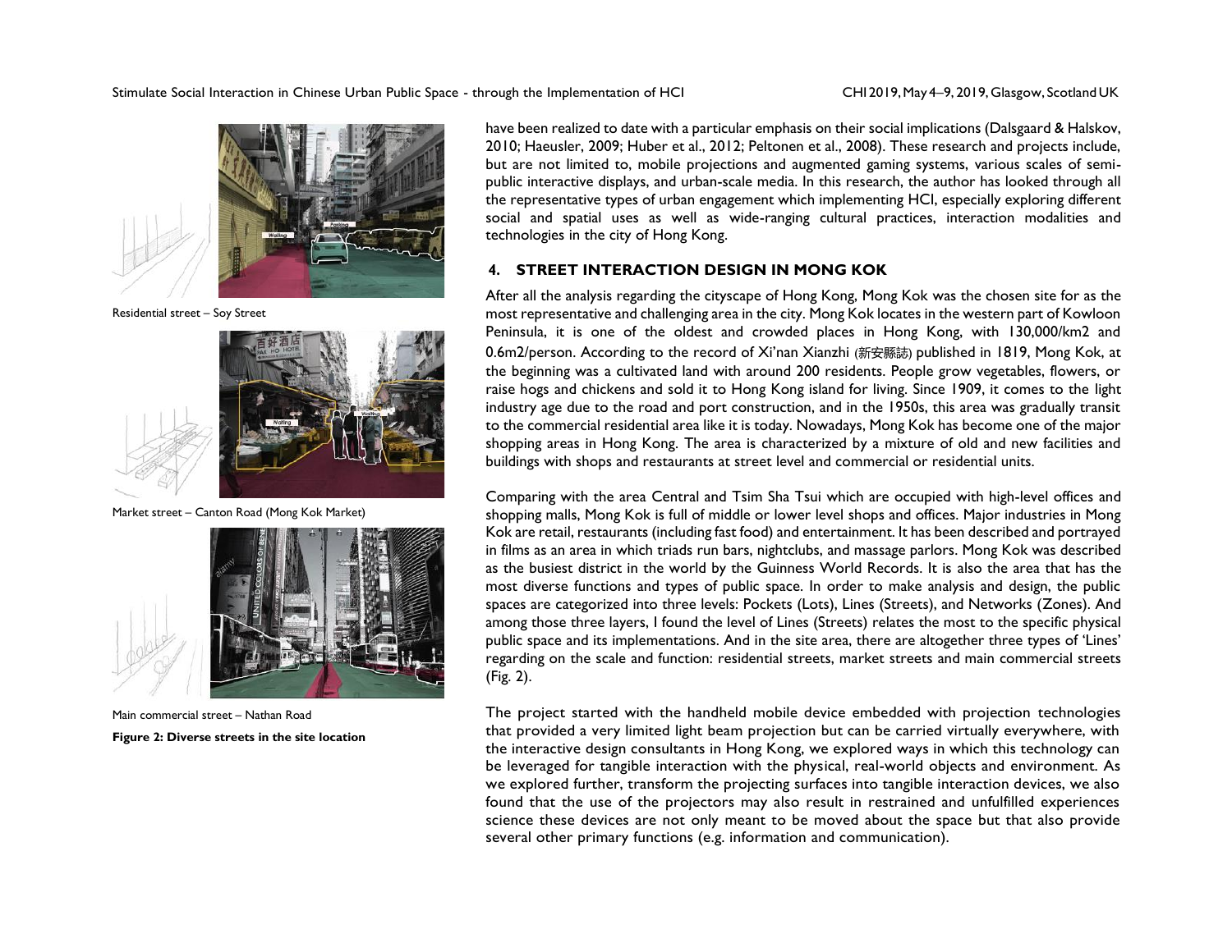Residential street – Soy Street

Market street – Canton Road (Mong Kok Market)

Main commercial street – Nathan Road

**Figure 2: Diverse streets in the site location**

have been realized to date with a particular emphasis on their social implications (Dalsgaard & Halskov, 2010; Haeusler, 2009; Huber et al., 2012; Peltonen et al., 2008). These research and projects include, but are not limited to, mobile projections and augmented gaming systems, various scales of semi-public interactive displays, and urban-scale media. In this research, the author has looked through all the representative types of urban engagement which implementing HCI, especially exploring different social and spatial uses as well as wide-ranging cultural practices, interaction modalities and technologies in the city of Hong Kong.

## 4. STREET INTERACTION DESIGN IN MONG KOK

After all the analysis regarding the cityscape of Hong Kong, Mong Kok was the chosen site for as the most representative and challenging area in the city. Mong Kok locates in the western part of Kowloon Peninsula, it is one of the oldest and crowded places in Hong Kong, with 130,000/km2 and 0.6m2/person. According to the record of Xi'nan Xianzhi (新安縣誌) published in 1819, Mong Kok, at the beginning was a cultivated land with around 200 residents. People grow vegetables, flowers, or raise hogs and chickens and sold it to Hong Kong island for living. Since 1909, it comes to the light industry age due to the road and port construction, and in the 1950s, this area was gradually transit to the commercial residential area like it is today. Nowadays, Mong Kok has become one of the major shopping areas in Hong Kong. The area is characterized by a mixture of old and new facilities and buildings with shops and restaurants at street level and commercial or residential units.

Comparing with the area Central and Tsim Sha Tsui which are occupied with high-level offices and shopping malls, Mong Kok is full of middle or lower level shops and offices. Major industries in Mong Kok are retail, restaurants (including fast food) and entertainment. It has been described and portrayed in films as an area in which triads run bars, nightclubs, and massage parlors. Mong Kok was described as the busiest district in the world by the Guinness World Records. It is also the area that has the most diverse functions and types of public space. In order to make analysis and design, the public spaces are categorized into three levels: Pockets (Lots), Lines (Streets), and Networks (Zones). And among those three layers, I found the level of Lines (Streets) relates the most to the specific physical public space and its implementations. And in the site area, there are altogether three types of 'Lines' regarding on the scale and function: residential streets, market streets and main commercial streets (Fig. 2).

The project started with the handheld mobile device embedded with projection technologies that provided a very limited light beam projection but can be carried virtually everywhere, with the interactive design consultants in Hong Kong, we explored ways in which this technology can be leveraged for tangible interaction with the physical, real-world objects and environment. As we explored further, transform the projecting surfaces into tangible interaction devices, we also found that the use of the projectors may also result in restrained and unfulfilled experiences science these devices are not only meant to be moved about the space but that also provide several other primary functions (e.g. information and communication).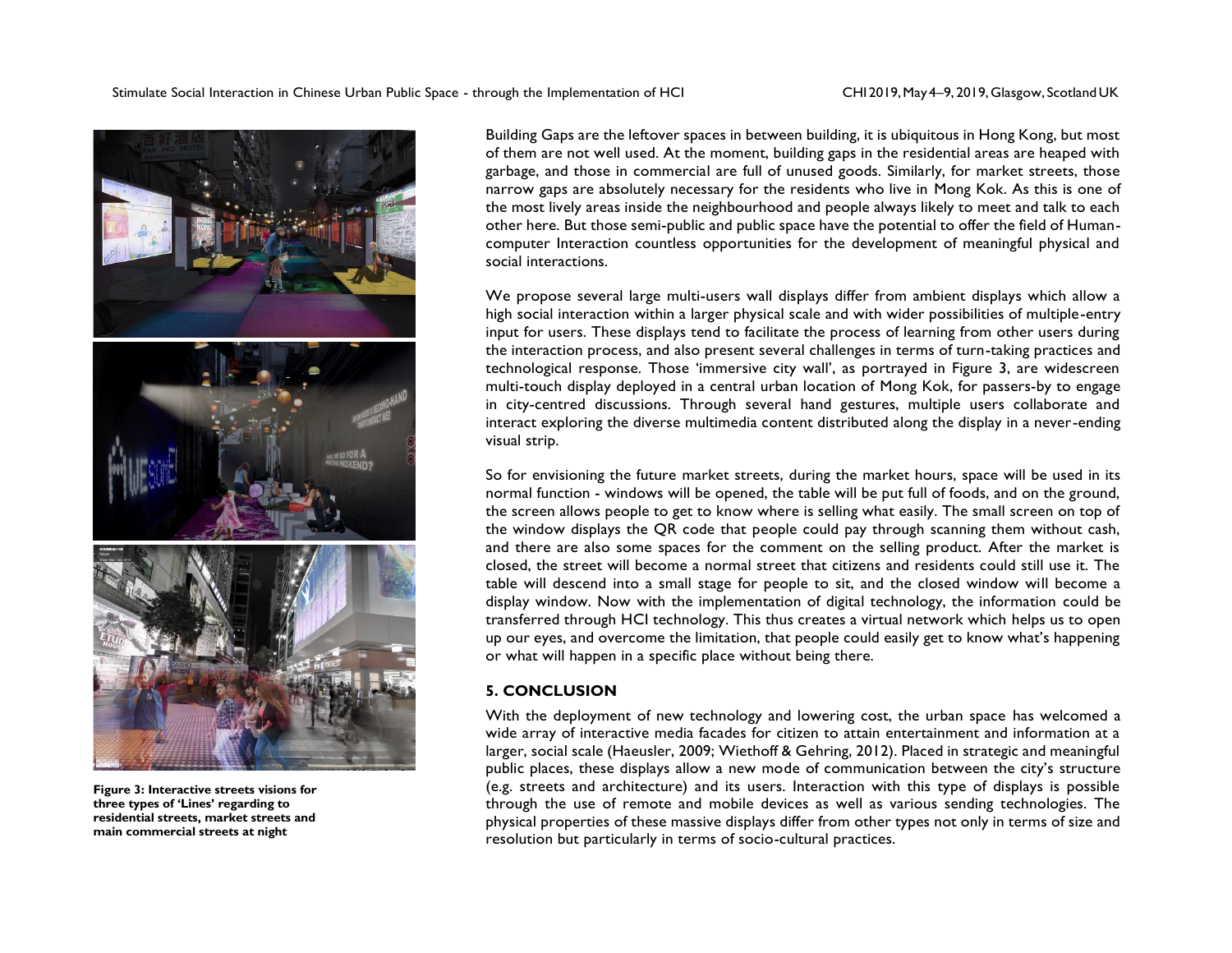Figure 3: Interactive streets visions for three types of 'Lines' regarding to residential streets, market streets and main commercial streets at night

Building Gaps are the leftover spaces in between building, it is ubiquitous in Hong Kong, but most of them are not well used. At the moment, building gaps in the residential areas are heaped with garbage, and those in commercial are full of unused goods. Similarly, for market streets, those narrow gaps are absolutely necessary for the residents who live in Mong Kok. As this is one of the most lively areas inside the neighbourhood and people always likely to meet and talk to each other here. But those semi-public and public space have the potential to offer the field of Human-computer Interaction countless opportunities for the development of meaningful physical and social interactions.

We propose several large multi-users wall displays differ from ambient displays which allow a high social interaction within a larger physical scale and with wider possibilities of multiple-entry input for users. These displays tend to facilitate the process of learning from other users during the interaction process, and also present several challenges in terms of turn-taking practices and technological response. Those 'immersive city wall', as portrayed in Figure 3, are widescreen multi-touch display deployed in a central urban location of Mong Kok, for passers-by to engage in city-centred discussions. Through several hand gestures, multiple users collaborate and interact exploring the diverse multimedia content distributed along the display in a never-ending visual strip.

So for envisioning the future market streets, during the market hours, space will be used in its normal function - windows will be opened, the table will be put full of foods, and on the ground, the screen allows people to get to know where is selling what easily. The small screen on top of the window displays the QR code that people could pay through scanning them without cash, and there are also some spaces for the comment on the selling product. After the market is closed, the street will become a normal street that citizens and residents could still use it. The table will descend into a small stage for people to sit, and the closed window will become a display window. Now with the implementation of digital technology, the information could be transferred through HCI technology. This thus creates a virtual network which helps us to open up our eyes, and overcome the limitation, that people could easily get to know what's happening or what will happen in a specific place without being there.

## 5. CONCLUSION

With the deployment of new technology and lowering cost, the urban space has welcomed a wide array of interactive media facades for citizen to attain entertainment and information at a larger, social scale (Haeusler, 2009; Wiethoff & Gehring, 2012). Placed in strategic and meaningful public places, these displays allow a new mode of communication between the city's structure (e.g. streets and architecture) and its users. Interaction with this type of displays is possible through the use of remote and mobile devices as well as various sending technologies. The physical properties of these massive displays differ from other types not only in terms of size and resolution but particularly in terms of socio-cultural practices.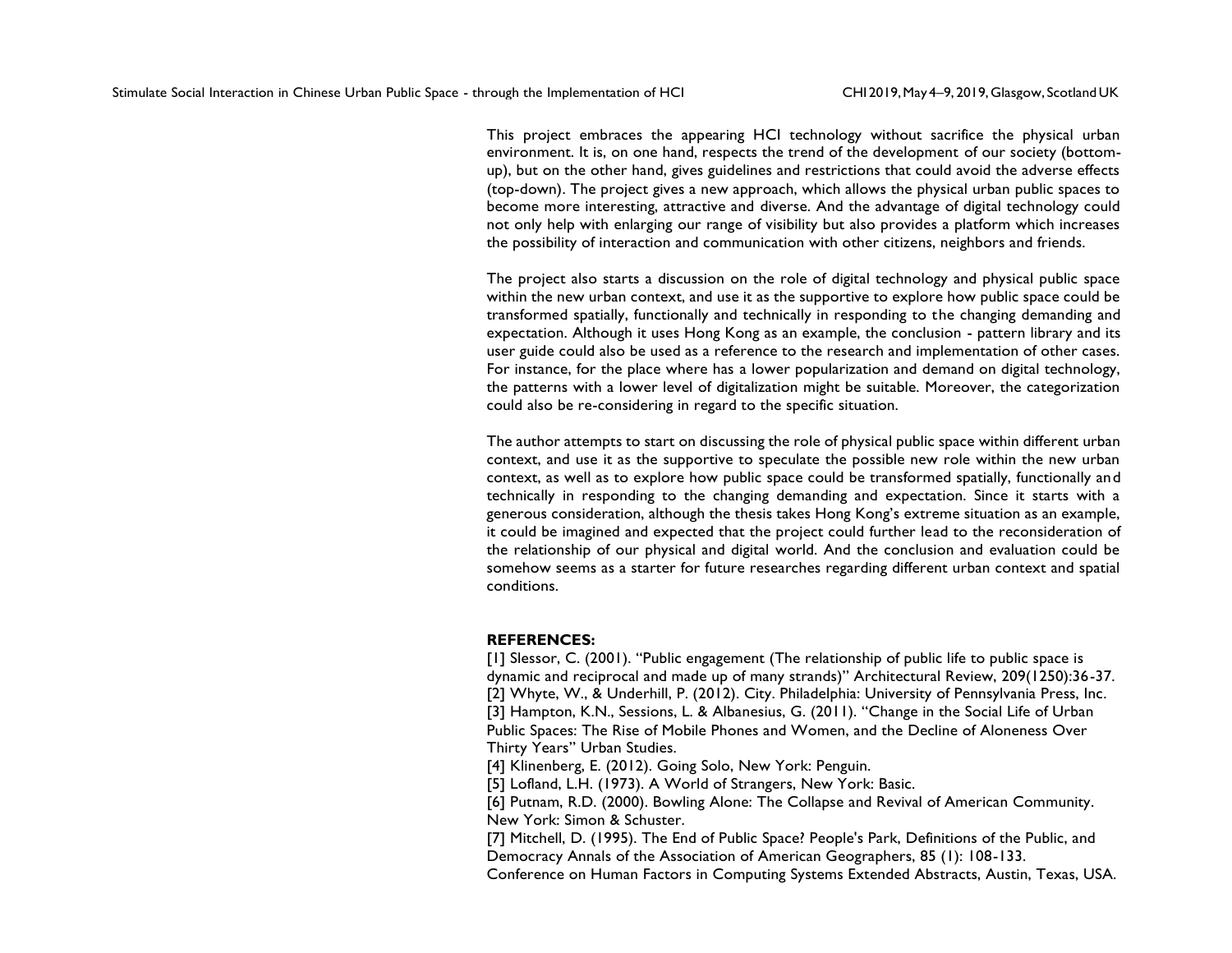This project embraces the appearing HCI technology without sacrifice the physical urban environment. It is, on one hand, respects the trend of the development of our society (bottom-up), but on the other hand, gives guidelines and restrictions that could avoid the adverse effects (top-down). The project gives a new approach, which allows the physical urban public spaces to become more interesting, attractive and diverse. And the advantage of digital technology could not only help with enlarging our range of visibility but also provides a platform which increases the possibility of interaction and communication with other citizens, neighbors and friends.

The project also starts a discussion on the role of digital technology and physical public space within the new urban context, and use it as the supportive to explore how public space could be transformed spatially, functionally and technically in responding to the changing demanding and expectation. Although it uses Hong Kong as an example, the conclusion - pattern library and its user guide could also be used as a reference to the research and implementation of other cases. For instance, for the place where has a lower popularization and demand on digital technology, the patterns with a lower level of digitalization might be suitable. Moreover, the categorization could also be re-considering in regard to the specific situation.

The author attempts to start on discussing the role of physical public space within different urban context, and use it as the supportive to speculate the possible new role within the new urban context, as well as to explore how public space could be transformed spatially, functionally and technically in responding to the changing demanding and expectation. Since it starts with a generous consideration, although the thesis takes Hong Kong's extreme situation as an example, it could be imagined and expected that the project could further lead to the reconsideration of the relationship of our physical and digital world. And the conclusion and evaluation could be somehow seems as a starter for future researches regarding different urban context and spatial conditions.

**REFERENCES:**

[1] Slessor, C. (2001). "Public engagement (The relationship of public life to public space is dynamic and reciprocal and made up of many strands)" Architectural Review, 209(1250):36-37.
[2] Whyte, W., & Underhill, P. (2012). City. Philadelphia: University of Pennsylvania Press, Inc.
[3] Hampton, K.N., Sessions, L. & Albanesius, G. (2011). "Change in the Social Life of Urban Public Spaces: The Rise of Mobile Phones and Women, and the Decline of Aloneness Over Thirty Years" Urban Studies.
[4] Klinenberg, E. (2012). Going Solo, New York: Penguin.
[5] Lofland, L.H. (1973). A World of Strangers, New York: Basic.
[6] Putnam, R.D. (2000). Bowling Alone: The Collapse and Revival of American Community. New York: Simon & Schuster.
[7] Mitchell, D. (1995). The End of Public Space? People's Park, Definitions of the Public, and Democracy Annals of the Association of American Geographers, 85 (1): 108-133.
Conference on Human Factors in Computing Systems Extended Abstracts, Austin, Texas, USA.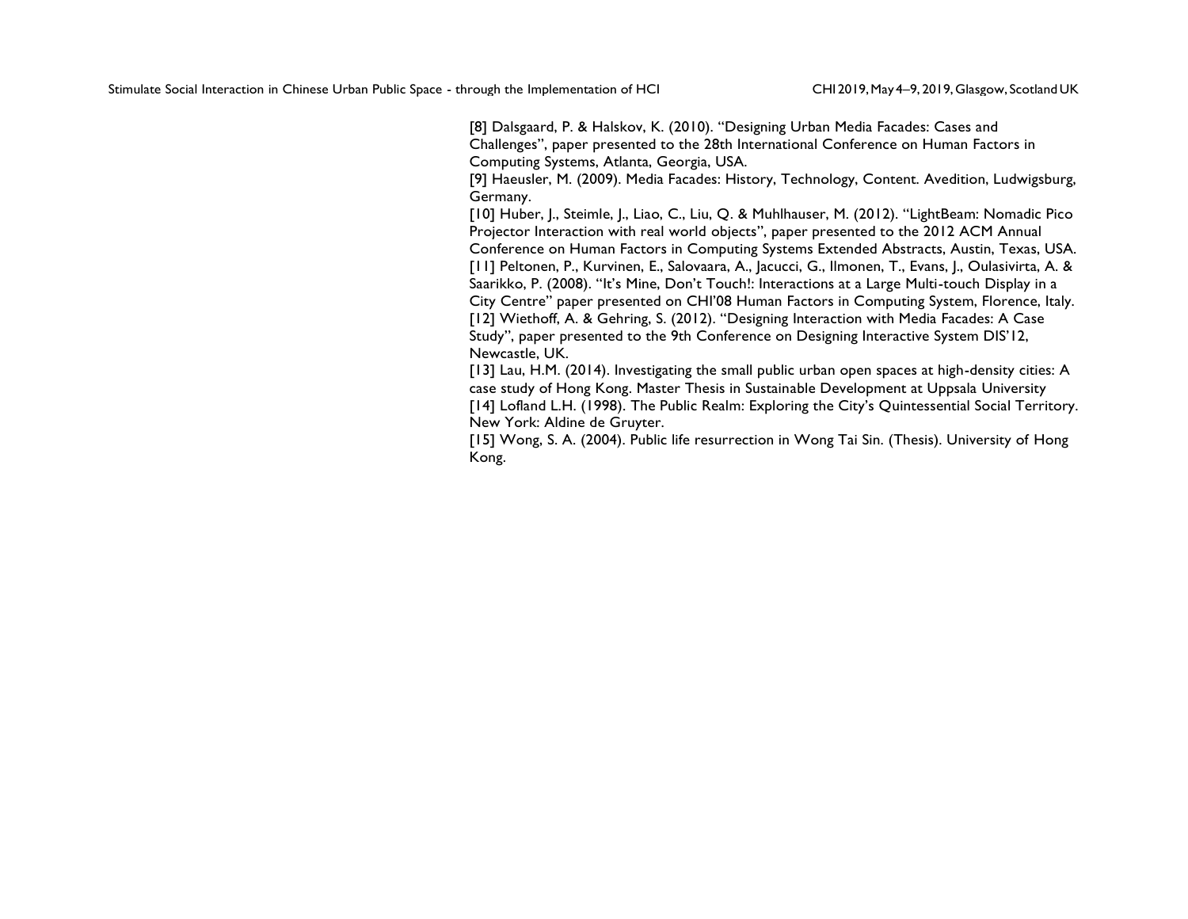[8] Dalsgaard, P. & Halskov, K. (2010). "Designing Urban Media Facades: Cases and Challenges", paper presented to the 28th International Conference on Human Factors in Computing Systems, Atlanta, Georgia, USA.

[9] Haeusler, M. (2009). Media Facades: History, Technology, Content. Avedition, Ludwigsburg, Germany.

[10] Huber, J., Steimle, J., Liao, C., Liu, Q. & Muhlhauser, M. (2012). "LightBeam: Nomadic Pico Projector Interaction with real world objects", paper presented to the 2012 ACM Annual Conference on Human Factors in Computing Systems Extended Abstracts, Austin, Texas, USA.

[11] Peltonen, P., Kurvinen, E., Salovaara, A., Jacucci, G., Ilmonen, T., Evans, J., Oulasivirta, A. & Saarikko, P. (2008). "It's Mine, Don't Touch!: Interactions at a Large Multi-touch Display in a City Centre" paper presented on CHI'08 Human Factors in Computing System, Florence, Italy.

[12] Wiethoff, A. & Gehring, S. (2012). "Designing Interaction with Media Facades: A Case Study", paper presented to the 9th Conference on Designing Interactive System DIS'12, Newcastle, UK.

[13] Lau, H.M. (2014). Investigating the small public urban open spaces at high-density cities: A case study of Hong Kong. Master Thesis in Sustainable Development at Uppsala University

[14] Lofland L.H. (1998). The Public Realm: Exploring the City's Quintessential Social Territory. New York: Aldine de Gruyter.

[15] Wong, S. A. (2004). Public life resurrection in Wong Tai Sin. (Thesis). University of Hong Kong.